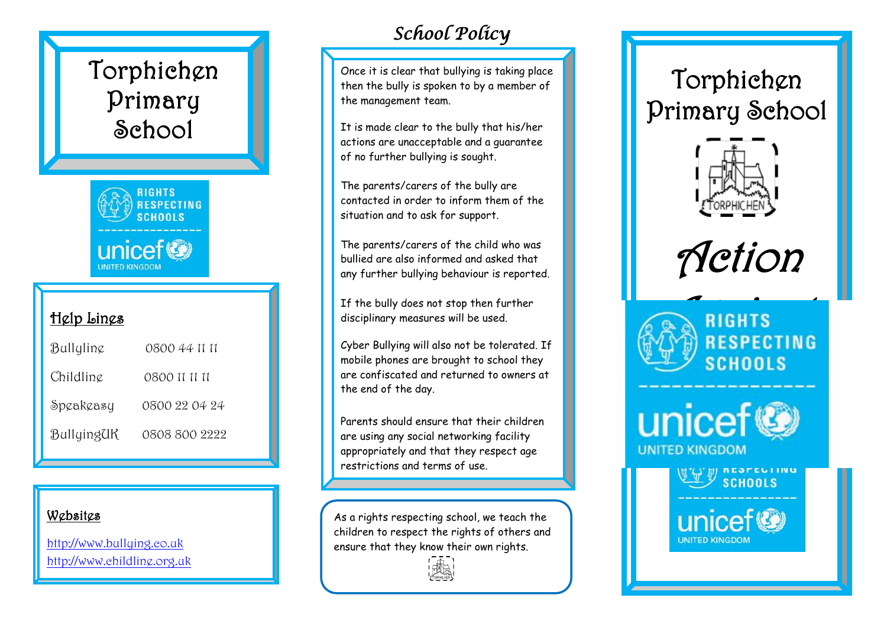# Torphichen Primary School

RIGHTS RESPECTING SCHOOLS

unicef UNITED KINGDOM

## Help Lines

| | |
|---|---|
| Bullyline | 0800 44 11 11 |
| Childline | 0800 11 11 11 |
| Speakeasy | 0800 22 04 24 |
| BullyingUK | 0808 800 2222 |

## Websites

http://www.bullying.co.uk
http://www.childline.org.uk

## *School Policy*

Once it is clear that bullying is taking place then the bully is spoken to by a member of the management team.

It is made clear to the bully that his/her actions are unacceptable and a guarantee of no further bullying is sought.

The parents/carers of the bully are contacted in order to inform them of the situation and to ask for support.

The parents/carers of the child who was bullied are also informed and asked that any further bullying behaviour is reported.

If the bully does not stop then further disciplinary measures will be used.

Cyber Bullying will also not be tolerated. If mobile phones are brought to school they are confiscated and returned to owners at the end of the day.

Parents should ensure that their children are using any social networking facility appropriately and that they respect age restrictions and terms of use.

As a rights respecting school, we teach the children to respect the rights of others and ensure that they know their own rights.

# Torphichen Primary School

TORPHICHEN

## *Action*

RIGHTS RESPECTING SCHOOLS

unicef UNITED KINGDOM

RIGHTS RESPECTING SCHOOLS

unicef UNITED KINGDOM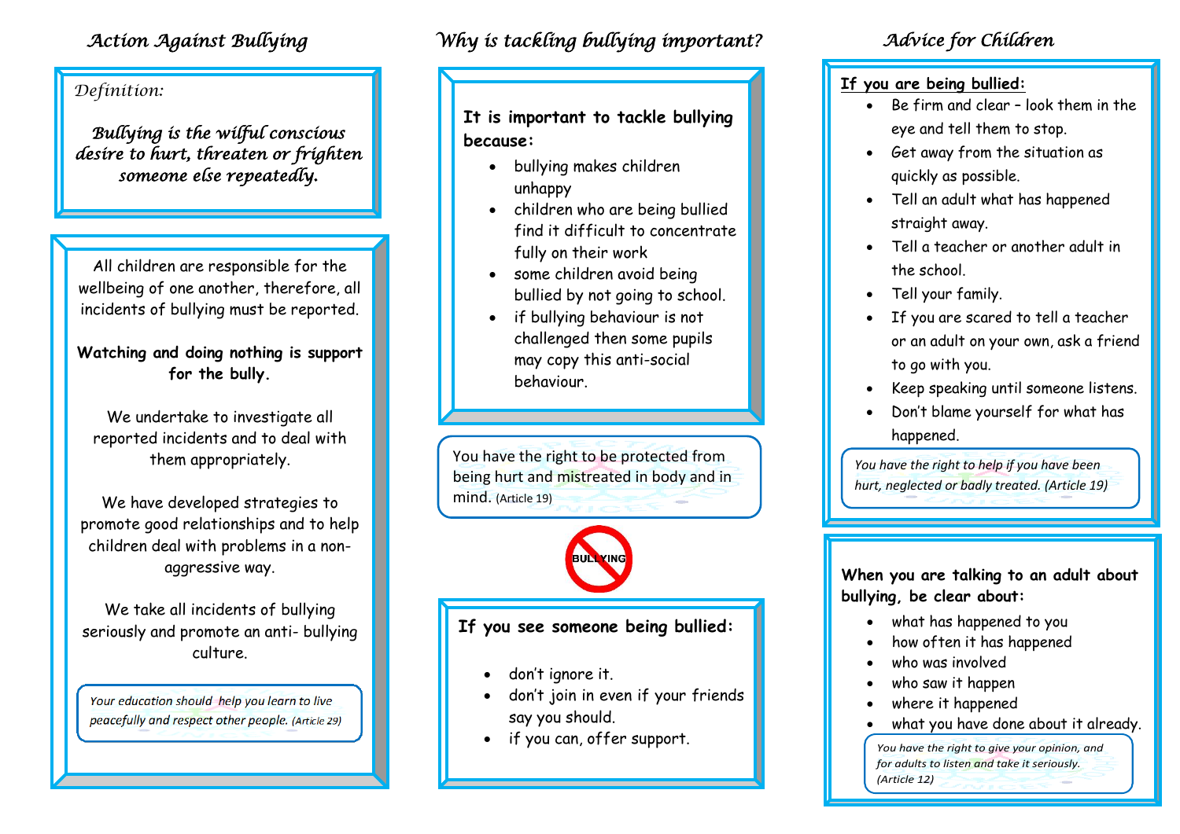## Action Against Bullying

*Definition:*

***Bullying is the wilful conscious desire to hurt, threaten or frighten someone else repeatedly.***

All children are responsible for the wellbeing of one another, therefore, all incidents of bullying must be reported.

**Watching and doing nothing is support for the bully.**

We undertake to investigate all reported incidents and to deal with them appropriately.

We have developed strategies to promote good relationships and to help children deal with problems in a non-aggressive way.

We take all incidents of bullying seriously and promote an anti- bullying culture.

*Your education should help you learn to live peacefully and respect other people. (Article 29)*

## Why is tackling bullying important?

**It is important to tackle bullying because:**

- bullying makes children unhappy
- children who are being bullied find it difficult to concentrate fully on their work
- some children avoid being bullied by not going to school.
- if bullying behaviour is not challenged then some pupils may copy this anti-social behaviour.

You have the right to be protected from being hurt and mistreated in body and in mind. (Article 19)

BULLYING

**If you see someone being bullied:**

- don't ignore it.
- don't join in even if your friends say you should.
- if you can, offer support.

## Advice for Children

**If you are being bullied:**

- Be firm and clear – look them in the eye and tell them to stop.
- Get away from the situation as quickly as possible.
- Tell an adult what has happened straight away.
- Tell a teacher or another adult in the school.
- Tell your family.
- If you are scared to tell a teacher or an adult on your own, ask a friend to go with you.
- Keep speaking until someone listens.
- Don't blame yourself for what has happened.

*You have the right to help if you have been hurt, neglected or badly treated. (Article 19)*

**When you are talking to an adult about bullying, be clear about:**

- what has happened to you
- how often it has happened
- who was involved
- who saw it happen
- where it happened
- what you have done about it already.

*You have the right to give your opinion, and for adults to listen and take it seriously. (Article 12)*